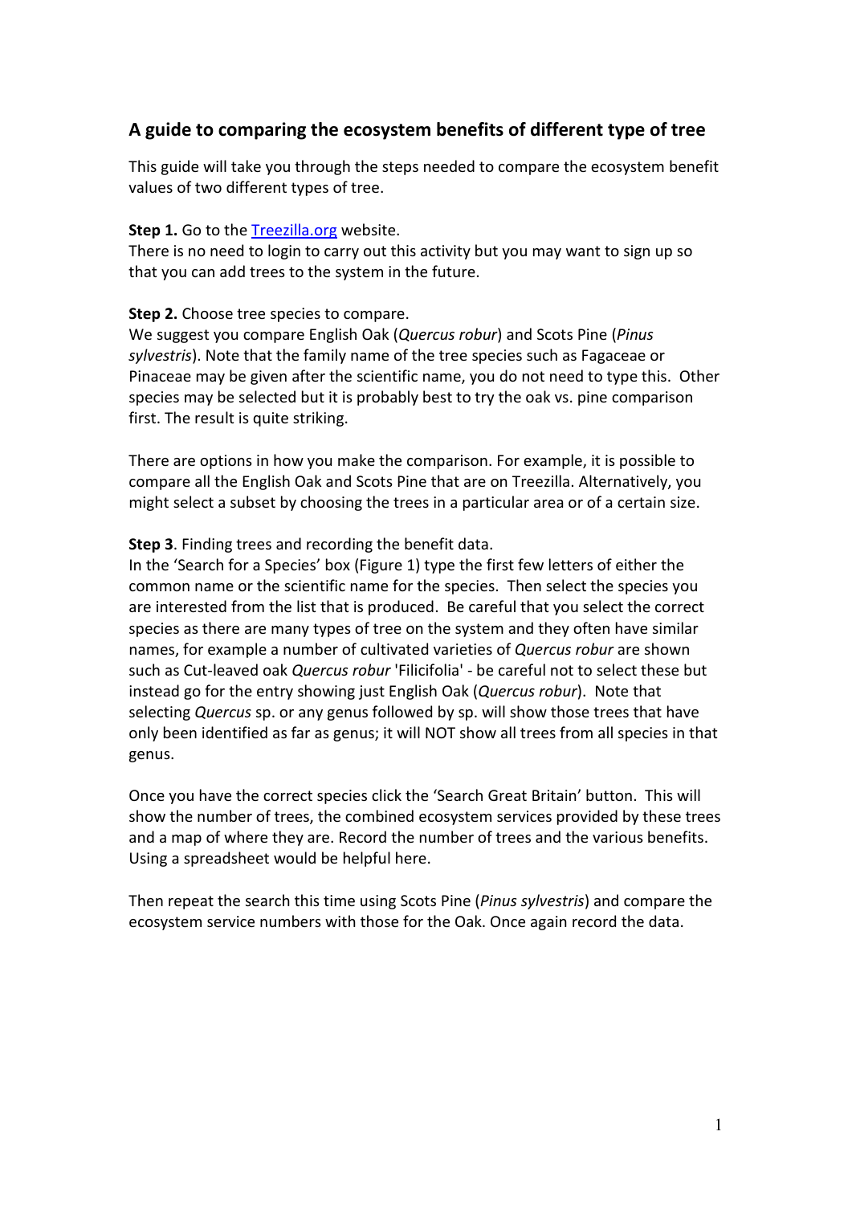## A guide to comparing the ecosystem benefits of different type of tree

This guide will take you through the steps needed to compare the ecosystem benefit values of two different types of tree.

**Step 1.** Go to the [Treezilla.org](Treezilla.org) website.
There is no need to login to carry out this activity but you may want to sign up so that you can add trees to the system in the future.

**Step 2.** Choose tree species to compare.
We suggest you compare English Oak (*Quercus robur*) and Scots Pine (*Pinus sylvestris*). Note that the family name of the tree species such as Fagaceae or Pinaceae may be given after the scientific name, you do not need to type this. Other species may be selected but it is probably best to try the oak vs. pine comparison first. The result is quite striking.

There are options in how you make the comparison. For example, it is possible to compare all the English Oak and Scots Pine that are on Treezilla. Alternatively, you might select a subset by choosing the trees in a particular area or of a certain size.

**Step 3**. Finding trees and recording the benefit data.
In the 'Search for a Species' box (Figure 1) type the first few letters of either the common name or the scientific name for the species. Then select the species you are interested from the list that is produced. Be careful that you select the correct species as there are many types of tree on the system and they often have similar names, for example a number of cultivated varieties of *Quercus robur* are shown such as Cut-leaved oak *Quercus robur* 'Filicifolia' - be careful not to select these but instead go for the entry showing just English Oak (*Quercus robur*). Note that selecting *Quercus* sp. or any genus followed by sp. will show those trees that have only been identified as far as genus; it will NOT show all trees from all species in that genus.

Once you have the correct species click the 'Search Great Britain' button. This will show the number of trees, the combined ecosystem services provided by these trees and a map of where they are. Record the number of trees and the various benefits. Using a spreadsheet would be helpful here.

Then repeat the search this time using Scots Pine (*Pinus sylvestris*) and compare the ecosystem service numbers with those for the Oak. Once again record the data.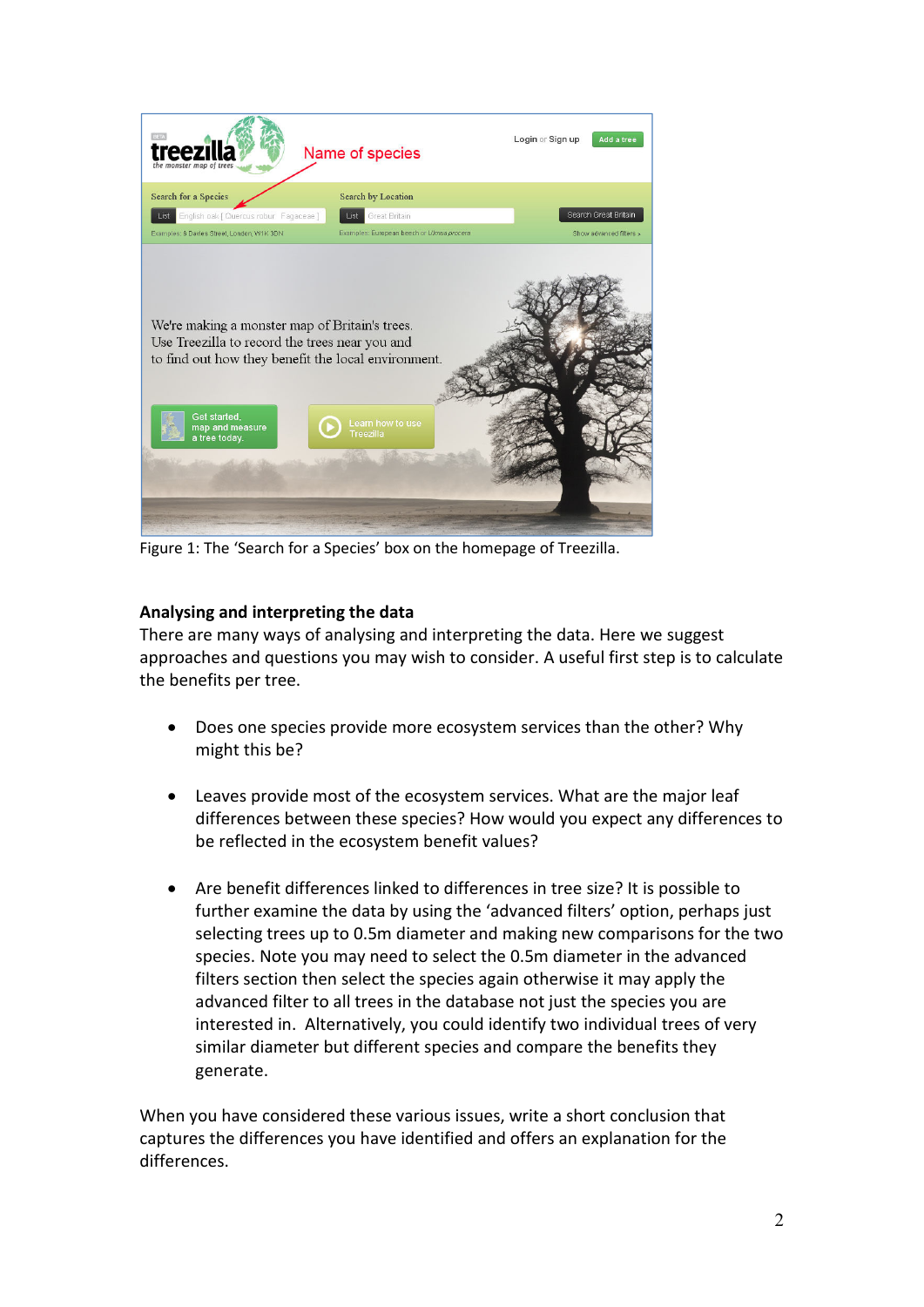Figure 1: The 'Search for a Species' box on the homepage of Treezilla.

**Analysing and interpreting the data**

There are many ways of analysing and interpreting the data. Here we suggest approaches and questions you may wish to consider. A useful first step is to calculate the benefits per tree.

- Does one species provide more ecosystem services than the other? Why might this be?

- Leaves provide most of the ecosystem services. What are the major leaf differences between these species? How would you expect any differences to be reflected in the ecosystem benefit values?

- Are benefit differences linked to differences in tree size? It is possible to further examine the data by using the 'advanced filters' option, perhaps just selecting trees up to 0.5m diameter and making new comparisons for the two species. Note you may need to select the 0.5m diameter in the advanced filters section then select the species again otherwise it may apply the advanced filter to all trees in the database not just the species you are interested in. Alternatively, you could identify two individual trees of very similar diameter but different species and compare the benefits they generate.

When you have considered these various issues, write a short conclusion that captures the differences you have identified and offers an explanation for the differences.